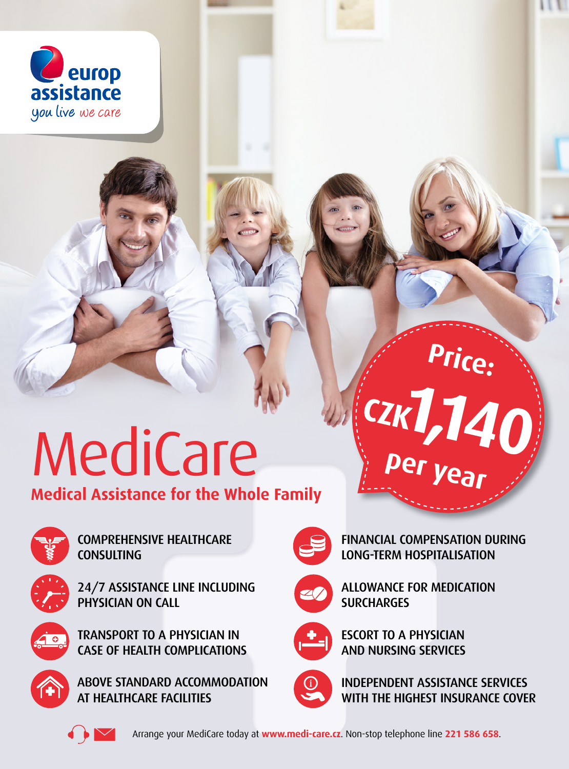europ assistance

*you live we care*

# MediCare

## Medical Assistance for the Whole Family

**Price: CZK 1,140 per year**

- COMPREHENSIVE HEALTHCARE CONSULTING
- 24/7 ASSISTANCE LINE INCLUDING PHYSICIAN ON CALL
- TRANSPORT TO A PHYSICIAN IN CASE OF HEALTH COMPLICATIONS
- ABOVE STANDARD ACCOMMODATION AT HEALTHCARE FACILITIES
- FINANCIAL COMPENSATION DURING LONG-TERM HOSPITALISATION
- ALLOWANCE FOR MEDICATION SURCHARGES
- ESCORT TO A PHYSICIAN AND NURSING SERVICES
- INDEPENDENT ASSISTANCE SERVICES WITH THE HIGHEST INSURANCE COVER

Arrange your MediCare today at **www.medi-care.cz**. Non-stop telephone line **221 586 658**.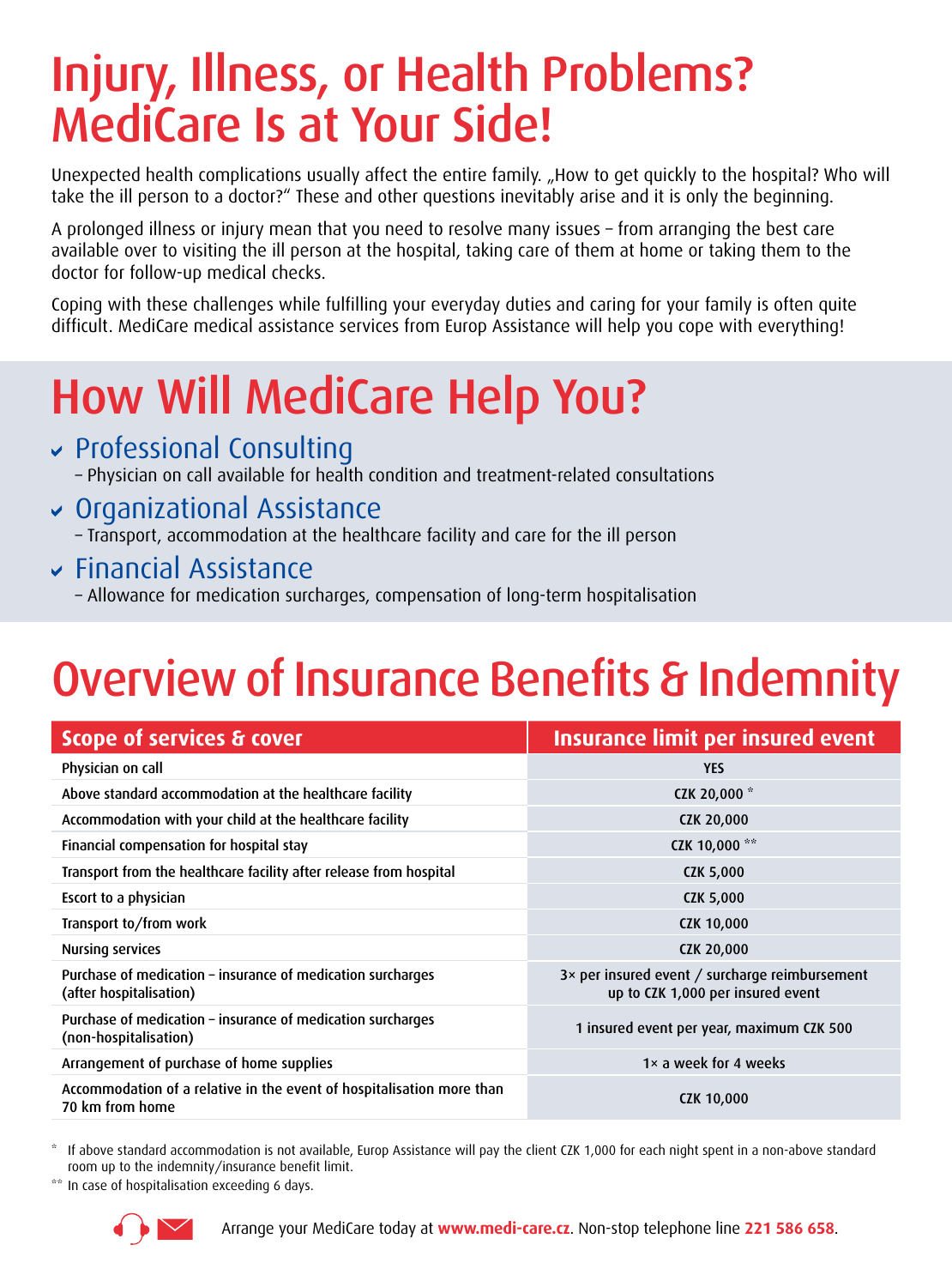# Injury, Illness, or Health Problems? MediCare Is at Your Side!

Unexpected health complications usually affect the entire family. „How to get quickly to the hospital? Who will take the ill person to a doctor?" These and other questions inevitably arise and it is only the beginning.

A prolonged illness or injury mean that you need to resolve many issues – from arranging the best care available over to visiting the ill person at the hospital, taking care of them at home or taking them to the doctor for follow-up medical checks.

Coping with these challenges while fulfilling your everyday duties and caring for your family is often quite difficult. MediCare medical assistance services from Europ Assistance will help you cope with everything!

# How Will MediCare Help You?

- **Professional Consulting**
  – Physician on call available for health condition and treatment-related consultations
- **Organizational Assistance**
  – Transport, accommodation at the healthcare facility and care for the ill person
- **Financial Assistance**
  – Allowance for medication surcharges, compensation of long-term hospitalisation

# Overview of Insurance Benefits & Indemnity

| Scope of services & cover | Insurance limit per insured event |
|---|---|
| Physician on call | YES |
| Above standard accommodation at the healthcare facility | CZK 20,000 * |
| Accommodation with your child at the healthcare facility | CZK 20,000 |
| Financial compensation for hospital stay | CZK 10,000 ** |
| Transport from the healthcare facility after release from hospital | CZK 5,000 |
| Escort to a physician | CZK 5,000 |
| Transport to/from work | CZK 10,000 |
| Nursing services | CZK 20,000 |
| Purchase of medication – insurance of medication surcharges (after hospitalisation) | 3× per insured event / surcharge reimbursement up to CZK 1,000 per insured event |
| Purchase of medication – insurance of medication surcharges (non-hospitalisation) | 1 insured event per year, maximum CZK 500 |
| Arrangement of purchase of home supplies | 1× a week for 4 weeks |
| Accommodation of a relative in the event of hospitalisation more than 70 km from home | CZK 10,000 |

\* If above standard accommodation is not available, Europ Assistance will pay the client CZK 1,000 for each night spent in a non-above standard room up to the indemnity/insurance benefit limit.

** In case of hospitalisation exceeding 6 days.

Arrange your MediCare today at **www.medi-care.cz**. Non-stop telephone line **221 586 658**.